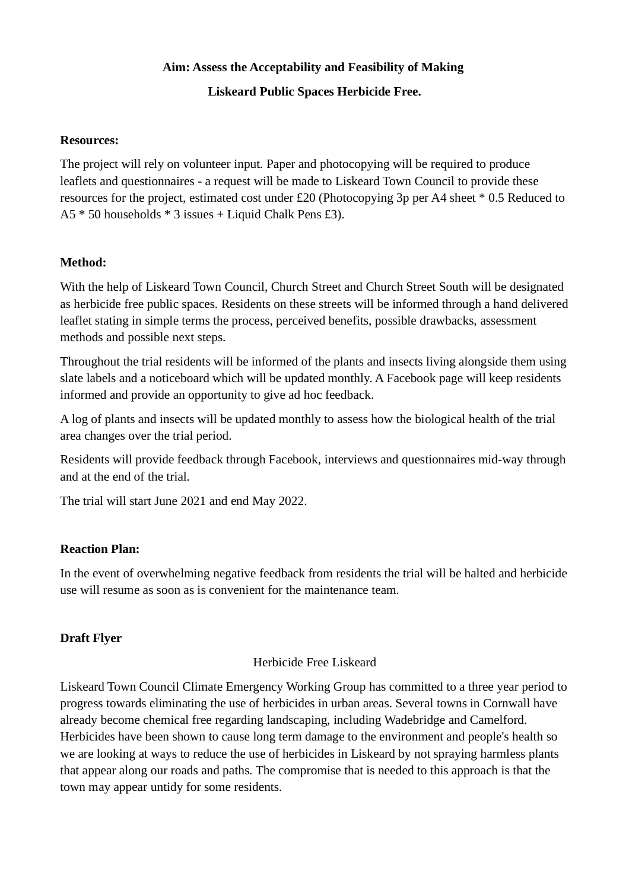**Aim: Assess the Acceptability and Feasibility of Making**

**Liskeard Public Spaces Herbicide Free.**

**Resources:**

The project will rely on volunteer input. Paper and photocopying will be required to produce leaflets and questionnaires - a request will be made to Liskeard Town Council to provide these resources for the project, estimated cost under £20 (Photocopying 3p per A4 sheet * 0.5 Reduced to A5 * 50 households * 3 issues + Liquid Chalk Pens £3).

**Method:**

With the help of Liskeard Town Council, Church Street and Church Street South will be designated as herbicide free public spaces. Residents on these streets will be informed through a hand delivered leaflet stating in simple terms the process, perceived benefits, possible drawbacks, assessment methods and possible next steps.

Throughout the trial residents will be informed of the plants and insects living alongside them using slate labels and a noticeboard which will be updated monthly. A Facebook page will keep residents informed and provide an opportunity to give ad hoc feedback.

A log of plants and insects will be updated monthly to assess how the biological health of the trial area changes over the trial period.

Residents will provide feedback through Facebook, interviews and questionnaires mid-way through and at the end of the trial.

The trial will start June 2021 and end May 2022.

**Reaction Plan:**

In the event of overwhelming negative feedback from residents the trial will be halted and herbicide use will resume as soon as is convenient for the maintenance team.

**Draft Flyer**

Herbicide Free Liskeard

Liskeard Town Council Climate Emergency Working Group has committed to a three year period to progress towards eliminating the use of herbicides in urban areas. Several towns in Cornwall have already become chemical free regarding landscaping, including Wadebridge and Camelford. Herbicides have been shown to cause long term damage to the environment and people's health so we are looking at ways to reduce the use of herbicides in Liskeard by not spraying harmless plants that appear along our roads and paths. The compromise that is needed to this approach is that the town may appear untidy for some residents.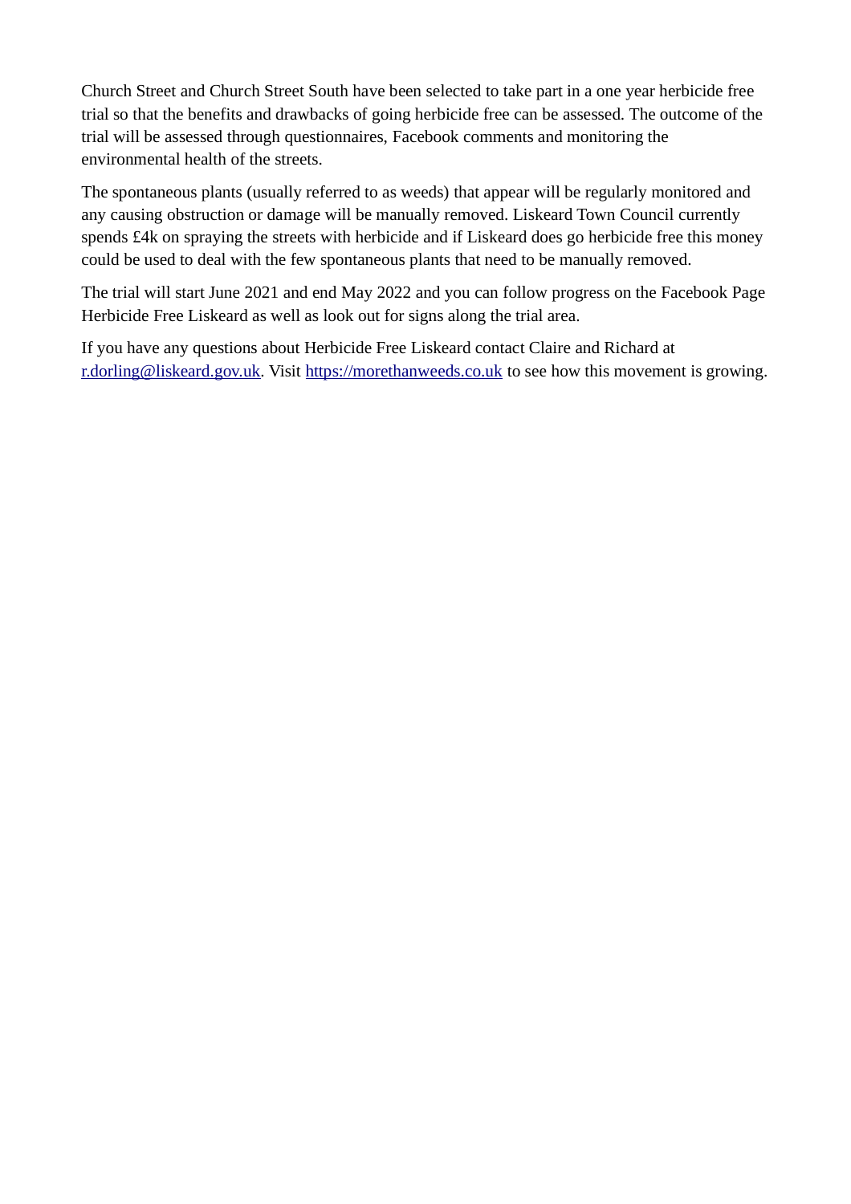Church Street and Church Street South have been selected to take part in a one year herbicide free trial so that the benefits and drawbacks of going herbicide free can be assessed. The outcome of the trial will be assessed through questionnaires, Facebook comments and monitoring the environmental health of the streets.

The spontaneous plants (usually referred to as weeds) that appear will be regularly monitored and any causing obstruction or damage will be manually removed. Liskeard Town Council currently spends £4k on spraying the streets with herbicide and if Liskeard does go herbicide free this money could be used to deal with the few spontaneous plants that need to be manually removed.

The trial will start June 2021 and end May 2022 and you can follow progress on the Facebook Page Herbicide Free Liskeard as well as look out for signs along the trial area.

If you have any questions about Herbicide Free Liskeard contact Claire and Richard at [r.dorling@liskeard.gov.uk](mailto:r.dorling@liskeard.gov.uk). Visit [https://morethanweeds.co.uk](https://morethanweeds.co.uk) to see how this movement is growing.